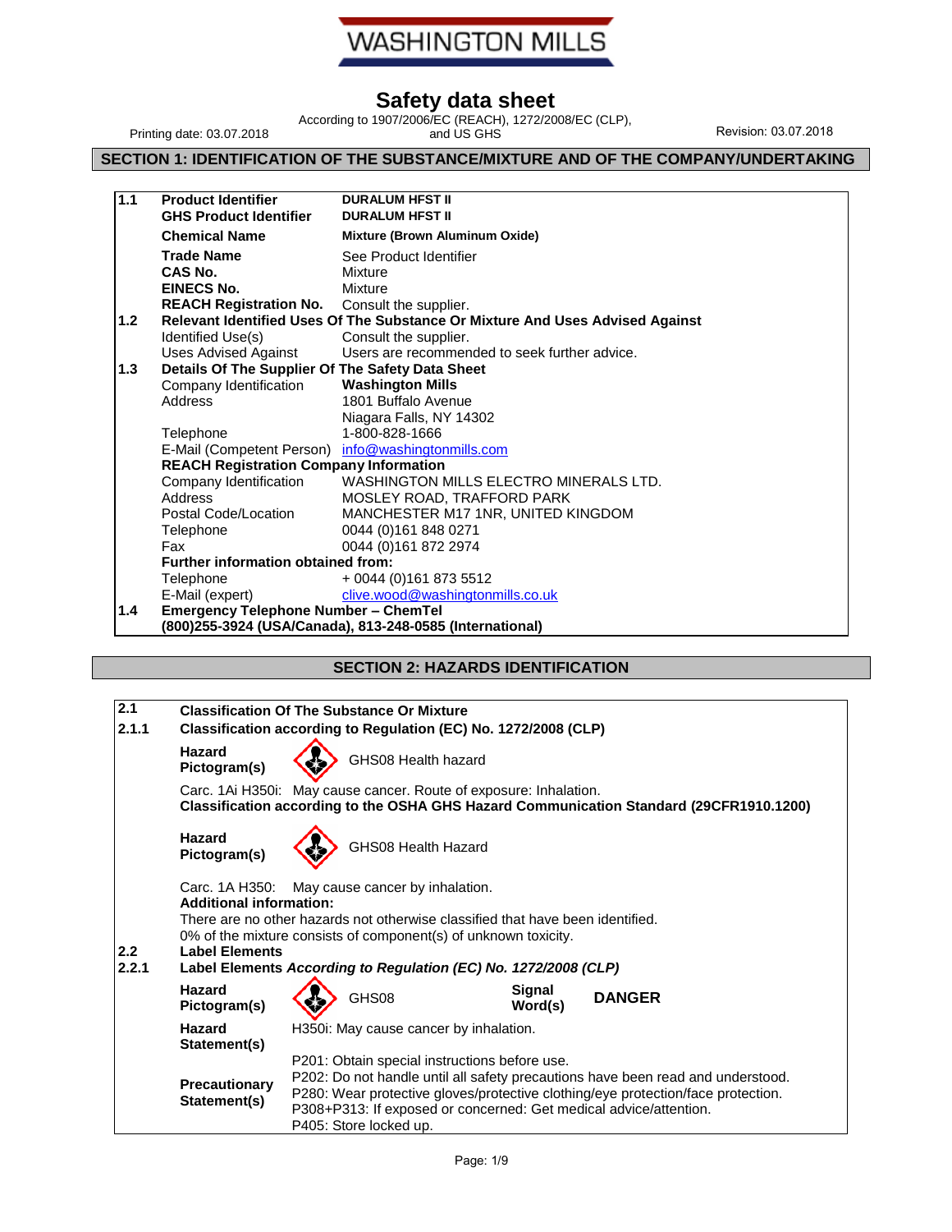WASHINGTON MILLS

# Safety data sheet

According to 1907/2006/EC (REACH), 1272/2008/EC (CLP), and US GHS

Printing date: 03.07.2018

Revision: 03.07.2018

## SECTION 1: IDENTIFICATION OF THE SUBSTANCE/MIXTURE AND OF THE COMPANY/UNDERTAKING

| | | |
|---|---|---|
| 1.1 | **Product Identifier** | **DURALUM HFST II** |
| | **GHS Product Identifier** | **DURALUM HFST II** |
| | **Chemical Name** | **Mixture (Brown Aluminum Oxide)** |
| | **Trade Name** | See Product Identifier |
| | **CAS No.** | Mixture |
| | **EINECS No.** | Mixture |
| | **REACH Registration No.** | Consult the supplier. |
| 1.2 | **Relevant Identified Uses Of The Substance Or Mixture And Uses Advised Against** | |
| | Identified Use(s) | Consult the supplier. |
| | Uses Advised Against | Users are recommended to seek further advice. |
| 1.3 | **Details Of The Supplier Of The Safety Data Sheet** | |
| | Company Identification | **Washington Mills** |
| | Address | 1801 Buffalo Avenue<br>Niagara Falls, NY 14302 |
| | Telephone | 1-800-828-1666 |
| | E-Mail (Competent Person) | info@washingtonmills.com |
| | **REACH Registration Company Information** | |
| | Company Identification | WASHINGTON MILLS ELECTRO MINERALS LTD. |
| | Address | MOSLEY ROAD, TRAFFORD PARK |
| | Postal Code/Location | MANCHESTER M17 1NR, UNITED KINGDOM |
| | Telephone | 0044 (0)161 848 0271 |
| | Fax | 0044 (0)161 872 2974 |
| | **Further information obtained from:** | |
| | Telephone | + 0044 (0)161 873 5512 |
| | E-Mail (expert) | clive.wood@washingtonmills.co.uk |
| 1.4 | **Emergency Telephone Number – ChemTel**<br>**(800)255-3924 (USA/Canada), 813-248-0585 (International)** | |

## SECTION 2: HAZARDS IDENTIFICATION

**2.1 Classification Of The Substance Or Mixture**

**2.1.1 Classification according to Regulation (EC) No. 1272/2008 (CLP)**

**Hazard Pictogram(s)**: GHS08 Health hazard

Carc. 1Ai H350i: May cause cancer. Route of exposure: Inhalation.

**Classification according to the OSHA GHS Hazard Communication Standard (29CFR1910.1200)**

**Hazard Pictogram(s)**: GHS08 Health Hazard

Carc. 1A H350: May cause cancer by inhalation.

**Additional information:**

There are no other hazards not otherwise classified that have been identified.

0% of the mixture consists of component(s) of unknown toxicity.

**2.2 Label Elements**

**2.2.1 Label Elements *According to Regulation (EC) No. 1272/2008 (CLP)***

**Hazard Pictogram(s)**: GHS08

**Signal Word(s)**: **DANGER**

**Hazard Statement(s)**: H350i: May cause cancer by inhalation.

**Precautionary Statement(s)**:

P201: Obtain special instructions before use.
P202: Do not handle until all safety precautions have been read and understood.
P280: Wear protective gloves/protective clothing/eye protection/face protection.
P308+P313: If exposed or concerned: Get medical advice/attention.
P405: Store locked up.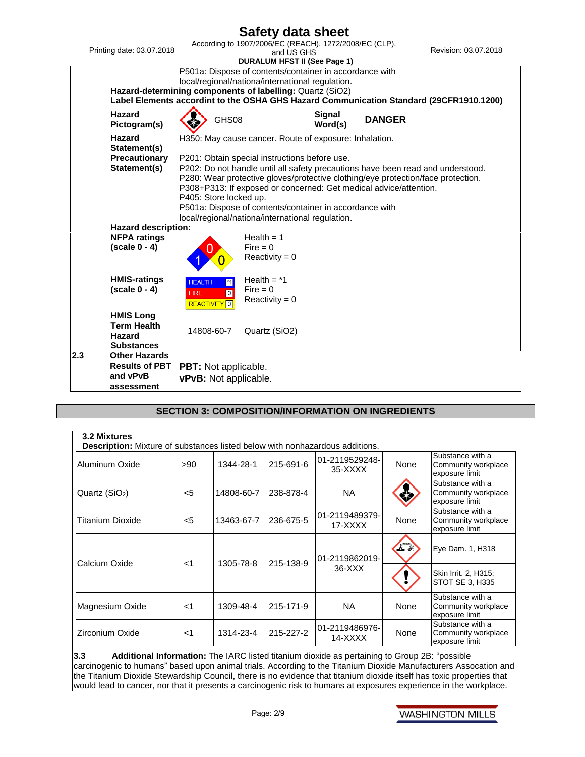P501a: Dispose of contents/container in accordance with local/regional/nationa/international regulation.

**Hazard-determining components of labelling:** Quartz ($SiO_2$)

**Label Elements accordint to the OSHA GHS Hazard Communication Standard (29CFR1910.1200)**

**Hazard Pictogram(s)** GHS08 **Signal Word(s)** **DANGER**

**Hazard Statement(s)** H350: May cause cancer. Route of exposure: Inhalation.

**Precautionary Statement(s)**
P201: Obtain special instructions before use.
P202: Do not handle until all safety precautions have been read and understood.
P280: Wear protective gloves/protective clothing/eye protection/face protection.
P308+P313: If exposed or concerned: Get medical advice/attention.
P405: Store locked up.
P501a: Dispose of contents/container in accordance with local/regional/nationa/international regulation.

**Hazard description:**

**NFPA ratings (scale 0 - 4)**
Health = 1
Fire = 0
Reactivity = 0

**HMIS-ratings (scale 0 - 4)**
Health = *1
Fire = 0
Reactivity = 0

**HMIS Long Term Health Hazard Substances** 14808-60-7 Quartz ($SiO_2$)

**2.3 Other Hazards**

**Results of PBT and vPvB assessment**
**PBT:** Not applicable.
**vPvB:** Not applicable.

## SECTION 3: COMPOSITION/INFORMATION ON INGREDIENTS

**3.2 Mixtures**

**Description:** Mixture of substances listed below with nonhazardous additions.

| | | | | | | |
|---|---|---|---|---|---|---|
| Aluminum Oxide | >90 | 1344-28-1 | 215-691-6 | 01-2119529248-35-XXXX | None | Substance with a Community workplace exposure limit |
| Quartz ($SiO_2$) | <5 | 14808-60-7 | 238-878-4 | NA | GHS08 | Substance with a Community workplace exposure limit |
| Titanium Dioxide | <5 | 13463-67-7 | 236-675-5 | 01-2119489379-17-XXXX | None | Substance with a Community workplace exposure limit |
| Calcium Oxide | <1 | 1305-78-8 | 215-138-9 | 01-2119862019-36-XXX | GHS05 | Eye Dam. 1, H318 |
| | | | | | GHS07 | Skin Irrit. 2, H315; STOT SE 3, H335 |
| Magnesium Oxide | <1 | 1309-48-4 | 215-171-9 | NA | None | Substance with a Community workplace exposure limit |
| Zirconium Oxide | <1 | 1314-23-4 | 215-227-2 | 01-2119486976-14-XXXX | None | Substance with a Community workplace exposure limit |

**3.3 Additional Information:** The IARC listed titanium dioxide as pertaining to Group 2B: “possible carcinogenic to humans” based upon animal trials. According to the Titanium Dioxide Manufacturers Assocation and the Titanium Dioxide Stewardship Council, there is no evidence that titanium dioxide itself has toxic properties that would lead to cancer, nor that it presents a carcinogenic risk to humans at exposures experience in the workplace.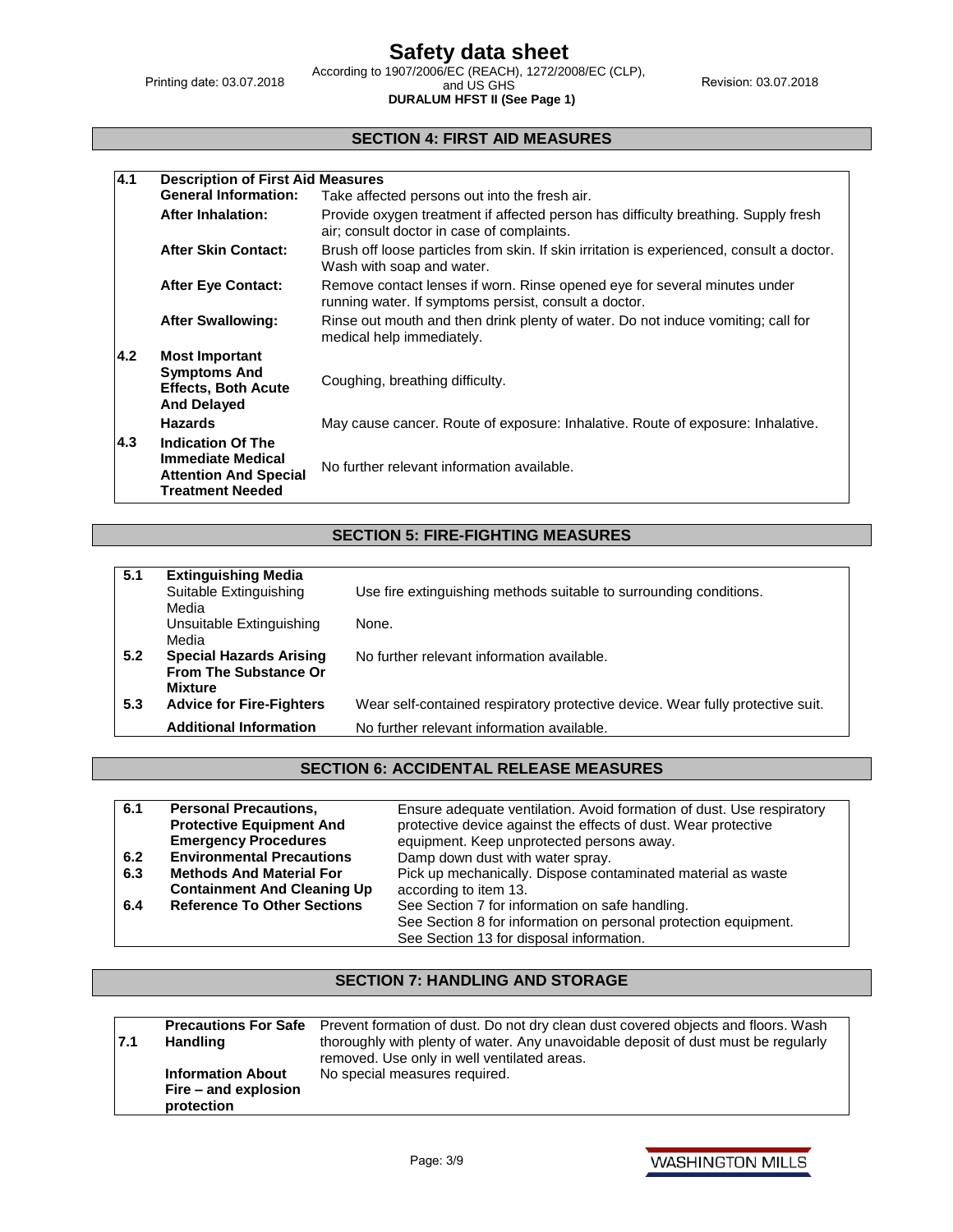## SECTION 4: FIRST AID MEASURES

| | | |
|---|---|---|
| **4.1** | **Description of First Aid Measures** | |
| | **General Information:** | Take affected persons out into the fresh air. |
| | **After Inhalation:** | Provide oxygen treatment if affected person has difficulty breathing. Supply fresh air; consult doctor in case of complaints. |
| | **After Skin Contact:** | Brush off loose particles from skin. If skin irritation is experienced, consult a doctor. Wash with soap and water. |
| | **After Eye Contact:** | Remove contact lenses if worn. Rinse opened eye for several minutes under running water. If symptoms persist, consult a doctor. |
| | **After Swallowing:** | Rinse out mouth and then drink plenty of water. Do not induce vomiting; call for medical help immediately. |
| **4.2** | **Most Important Symptoms And Effects, Both Acute And Delayed** | Coughing, breathing difficulty. |
| | **Hazards** | May cause cancer. Route of exposure: Inhalative. Route of exposure: Inhalative. |
| **4.3** | **Indication Of The Immediate Medical Attention And Special Treatment Needed** | No further relevant information available. |

## SECTION 5: FIRE-FIGHTING MEASURES

| | | |
|---|---|---|
| **5.1** | **Extinguishing Media** | |
| | Suitable Extinguishing Media | Use fire extinguishing methods suitable to surrounding conditions. |
| | Unsuitable Extinguishing Media | None. |
| **5.2** | **Special Hazards Arising From The Substance Or Mixture** | No further relevant information available. |
| **5.3** | **Advice for Fire-Fighters** | Wear self-contained respiratory protective device. Wear fully protective suit. |
| | **Additional Information** | No further relevant information available. |

## SECTION 6: ACCIDENTAL RELEASE MEASURES

| | | |
|---|---|---|
| **6.1** | **Personal Precautions, Protective Equipment And Emergency Procedures** | Ensure adequate ventilation. Avoid formation of dust. Use respiratory protective device against the effects of dust. Wear protective equipment. Keep unprotected persons away. |
| **6.2** | **Environmental Precautions** | Damp down dust with water spray. |
| **6.3** | **Methods And Material For Containment And Cleaning Up** | Pick up mechanically. Dispose contaminated material as waste according to item 13. |
| **6.4** | **Reference To Other Sections** | See Section 7 for information on safe handling.<br>See Section 8 for information on personal protection equipment.<br>See Section 13 for disposal information. |

## SECTION 7: HANDLING AND STORAGE

| | | |
|---|---|---|
| **7.1** | **Precautions For Safe Handling** | Prevent formation of dust. Do not dry clean dust covered objects and floors. Wash thoroughly with plenty of water. Any unavoidable deposit of dust must be regularly removed. Use only in well ventilated areas. |
| | **Information About Fire – and explosion protection** | No special measures required. |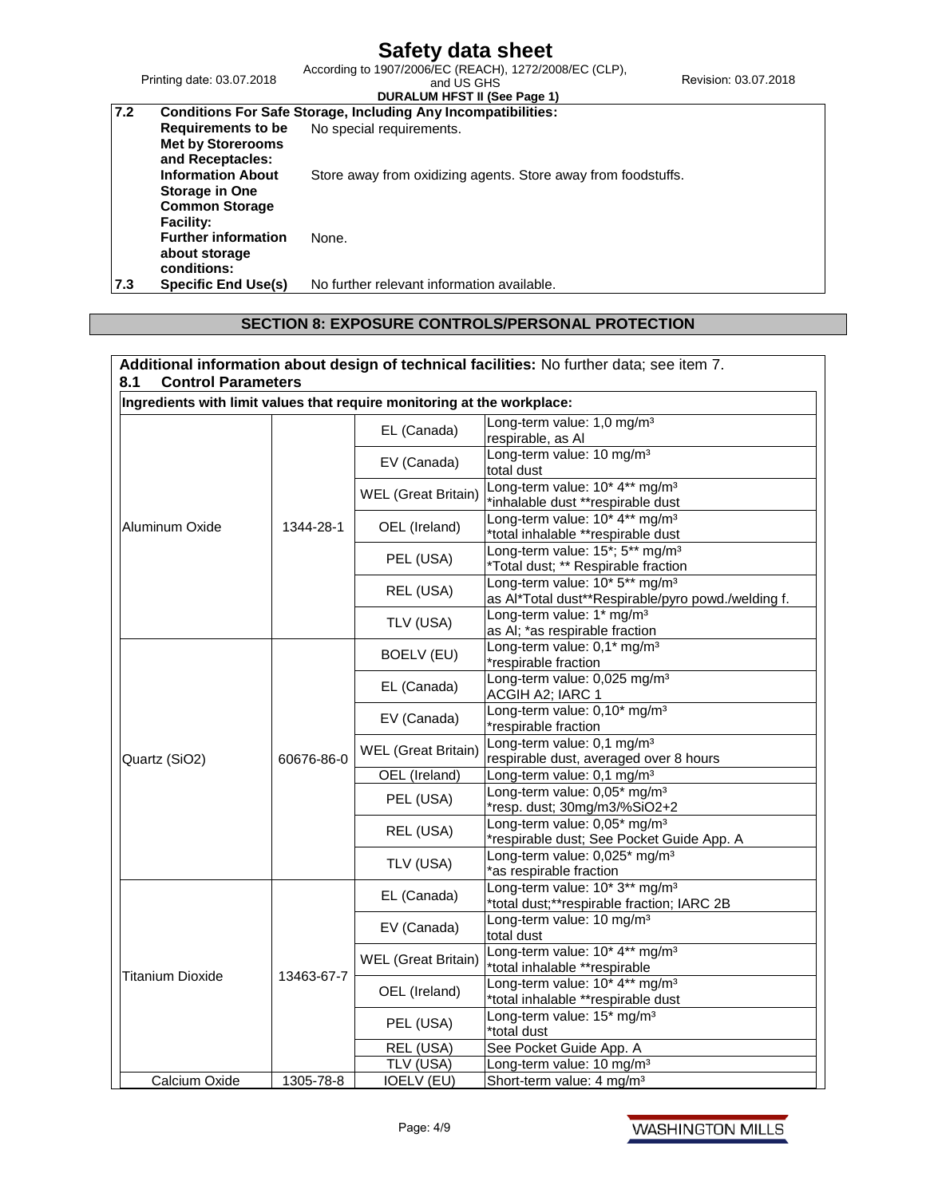| 7.2 | Conditions For Safe Storage, Including Any Incompatibilities: | |
|---|---|---|
| | **Requirements to be Met by Storerooms and Receptacles:** | No special requirements. |
| | **Information About Storage in One Common Storage Facility:** | Store away from oxidizing agents. Store away from foodstuffs. |
| | **Further information about storage conditions:** | None. |
| **7.3** | **Specific End Use(s)** | No further relevant information available. |

## SECTION 8: EXPOSURE CONTROLS/PERSONAL PROTECTION

**Additional information about design of technical facilities:** No further data; see item 7.

### 8.1 Control Parameters

**Ingredients with limit values that require monitoring at the workplace:**

| | | | |
|---|---|---|---|
| Aluminum Oxide | 1344-28-1 | EL (Canada) | Long-term value: 1,0 mg/m³ respirable, as Al |
| | | EV (Canada) | Long-term value: 10 mg/m³ total dust |
| | | WEL (Great Britain) | Long-term value: 10* 4** mg/m³ *inhalable dust **respirable dust |
| | | OEL (Ireland) | Long-term value: 10* 4** mg/m³ *total inhalable **respirable dust |
| | | PEL (USA) | Long-term value: 15*; 5** mg/m³ *Total dust; ** Respirable fraction |
| | | REL (USA) | Long-term value: 10* 5** mg/m³ as Al*Total dust**Respirable/pyro powd./welding f. |
| | | TLV (USA) | Long-term value: 1* mg/m³ as Al; *as respirable fraction |
| Quartz ($SiO_2$) | 60676-86-0 | BOELV (EU) | Long-term value: 0,1* mg/m³ *respirable fraction |
| | | EL (Canada) | Long-term value: 0,025 mg/m³ ACGIH A2; IARC 1 |
| | | EV (Canada) | Long-term value: 0,10* mg/m³ *respirable fraction |
| | | WEL (Great Britain) | Long-term value: 0,1 mg/m³ respirable dust, averaged over 8 hours |
| | | OEL (Ireland) | Long-term value: 0,1 mg/m³ |
| | | PEL (USA) | Long-term value: 0,05* mg/m³ *resp. dust; 30mg/m3/%SiO2+2 |
| | | REL (USA) | Long-term value: 0,05* mg/m³ *respirable dust; See Pocket Guide App. A |
| | | TLV (USA) | Long-term value: 0,025* mg/m³ *as respirable fraction |
| Titanium Dioxide | 13463-67-7 | EL (Canada) | Long-term value: 10* 3** mg/m³ *total dust;**respirable fraction; IARC 2B |
| | | EV (Canada) | Long-term value: 10 mg/m³ total dust |
| | | WEL (Great Britain) | Long-term value: 10* 4** mg/m³ *total inhalable **respirable |
| | | OEL (Ireland) | Long-term value: 10* 4** mg/m³ *total inhalable **respirable dust |
| | | PEL (USA) | Long-term value: 15* mg/m³ *total dust |
| | | REL (USA) | See Pocket Guide App. A |
| | | TLV (USA) | Long-term value: 10 mg/m³ |
| Calcium Oxide | 1305-78-8 | IOELV (EU) | Short-term value: 4 mg/m³ |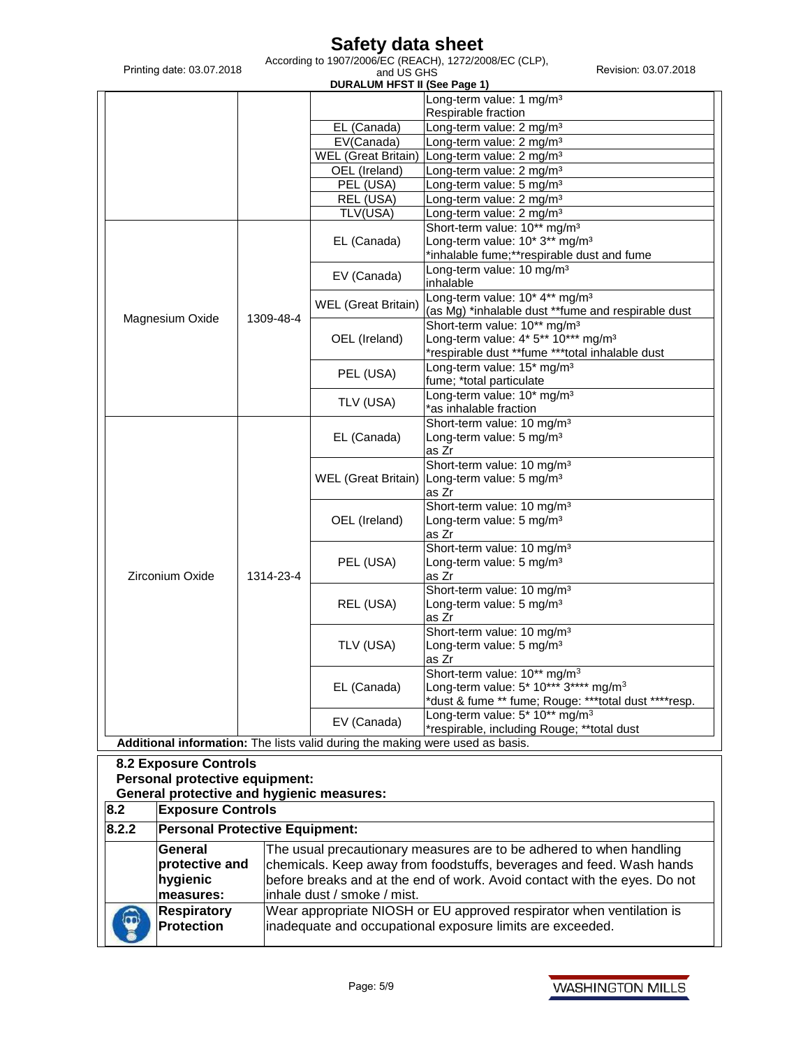| | | | |
|---|---|---|---|
| | | | Long-term value: 1 mg/m³<br>Respirable fraction |
| | | EL (Canada) | Long-term value: 2 mg/m³ |
| | | EV(Canada) | Long-term value: 2 mg/m³ |
| | | WEL (Great Britain) | Long-term value: 2 mg/m³ |
| | | OEL (Ireland) | Long-term value: 2 mg/m³ |
| | | PEL (USA) | Long-term value: 5 mg/m³ |
| | | REL (USA) | Long-term value: 2 mg/m³ |
| | | TLV(USA) | Long-term value: 2 mg/m³ |
| Magnesium Oxide | 1309-48-4 | EL (Canada) | Short-term value: 10** mg/m³<br>Long-term value: 10* 3** mg/m³<br>*inhalable fume;**respirable dust and fume |
| | | EV (Canada) | Long-term value: 10 mg/m³<br>inhalable |
| | | WEL (Great Britain) | Long-term value: 10* 4** mg/m³<br>(as Mg) *inhalable dust **fume and respirable dust |
| | | OEL (Ireland) | Short-term value: 10** mg/m³<br>Long-term value: 4* 5** 10*** mg/m³<br>*respirable dust **fume ***total inhalable dust |
| | | PEL (USA) | Long-term value: 15* mg/m³<br>fume; *total particulate |
| | | TLV (USA) | Long-term value: 10* mg/m³<br>*as inhalable fraction |
| Zirconium Oxide | 1314-23-4 | EL (Canada) | Short-term value: 10 mg/m³<br>Long-term value: 5 mg/m³<br>as Zr |
| | | WEL (Great Britain) | Short-term value: 10 mg/m³<br>Long-term value: 5 mg/m³<br>as Zr |
| | | OEL (Ireland) | Short-term value: 10 mg/m³<br>Long-term value: 5 mg/m³<br>as Zr |
| | | PEL (USA) | Short-term value: 10 mg/m³<br>Long-term value: 5 mg/m³<br>as Zr |
| | | REL (USA) | Short-term value: 10 mg/m³<br>Long-term value: 5 mg/m³<br>as Zr |
| | | TLV (USA) | Short-term value: 10 mg/m³<br>Long-term value: 5 mg/m³<br>as Zr |
| | | EL (Canada) | Short-term value: 10** mg/m³<br>Long-term value: 5* 10*** 3**** mg/m³<br>*dust & fume ** fume; Rouge: ***total dust ****resp. |
| | | EV (Canada) | Long-term value: 5* 10** mg/m³<br>*respirable, including Rouge; **total dust |

**Additional information:** The lists valid during the making were used as basis.

**8.2 Exposure Controls**
**Personal protective equipment:**
**General protective and hygienic measures:**

| | | |
|---|---|---|
| **8.2** | **Exposure Controls** | |
| **8.2.2** | **Personal Protective Equipment:** | |
| | **General protective and hygienic measures:** | The usual precautionary measures are to be adhered to when handling chemicals. Keep away from foodstuffs, beverages and feed. Wash hands before breaks and at the end of work. Avoid contact with the eyes. Do not inhale dust / smoke / mist. |
| | **Respiratory Protection** | Wear appropriate NIOSH or EU approved respirator when ventilation is inadequate and occupational exposure limits are exceeded. |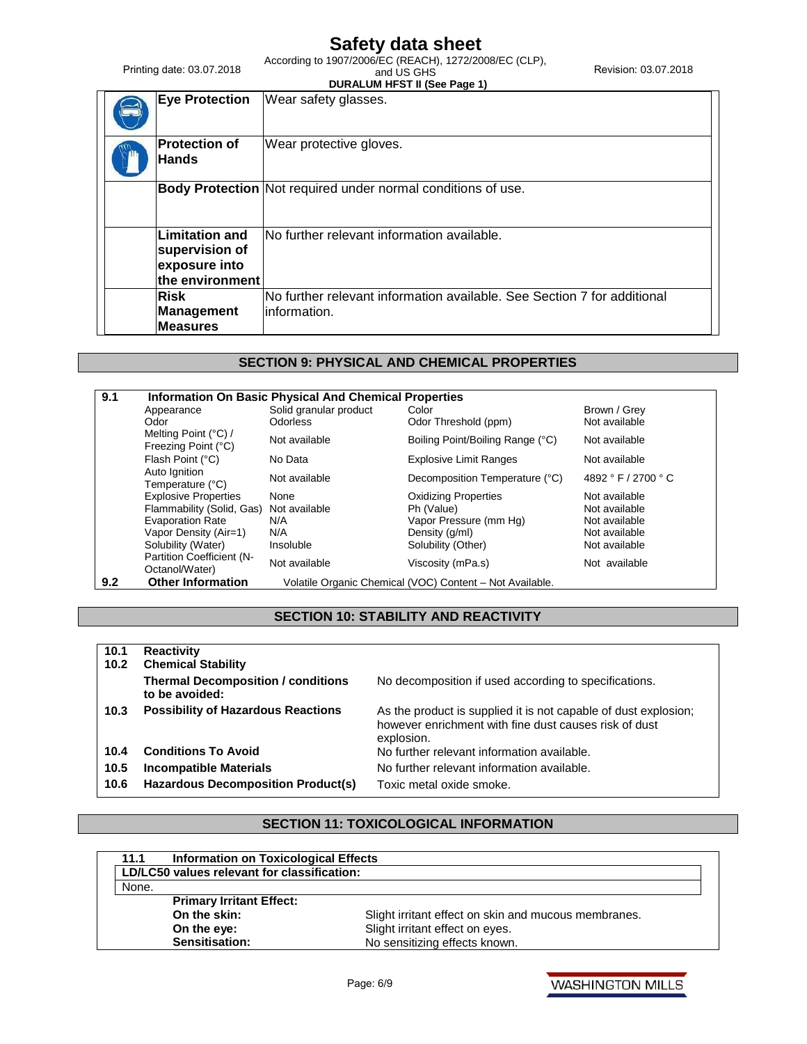| | | |
|---|---|---|
| | **Eye Protection** | Wear safety glasses. |
| | **Protection of Hands** | Wear protective gloves. |
| | **Body Protection** | Not required under normal conditions of use. |
| | **Limitation and supervision of exposure into the environment** | No further relevant information available. |
| | **Risk Management Measures** | No further relevant information available. See Section 7 for additional information. |

## SECTION 9: PHYSICAL AND CHEMICAL PROPERTIES

**9.1 Information On Basic Physical And Chemical Properties**

| Property | Value | Property | Value |
|---|---|---|---|
| Appearance | Solid granular product | Color | Brown / Grey |
| Odor | Odorless | Odor Threshold (ppm) | Not available |
| Melting Point (°C) / Freezing Point (°C) | Not available | Boiling Point/Boiling Range (°C) | Not available |
| Flash Point (°C) | No Data | Explosive Limit Ranges | Not available |
| Auto Ignition Temperature (°C) | Not available | Decomposition Temperature (°C) | 4892 ° F / 2700 ° C |
| Explosive Properties | None | Oxidizing Properties | Not available |
| Flammability (Solid, Gas) | Not available | Ph (Value) | Not available |
| Evaporation Rate | N/A | Vapor Pressure (mm Hg) | Not available |
| Vapor Density (Air=1) | N/A | Density (g/ml) | Not available |
| Solubility (Water) | Insoluble | Solubility (Other) | Not available |
| Partition Coefficient (N-Octanol/Water) | Not available | Viscosity (mPa.s) | Not available |

**9.2 Other Information** Volatile Organic Chemical (VOC) Content – Not Available.

## SECTION 10: STABILITY AND REACTIVITY

| | | |
|---|---|---|
| **10.1** | **Reactivity** | |
| **10.2** | **Chemical Stability** | |
| | **Thermal Decomposition / conditions to be avoided:** | No decomposition if used according to specifications. |
| **10.3** | **Possibility of Hazardous Reactions** | As the product is supplied it is not capable of dust explosion; however enrichment with fine dust causes risk of dust explosion. |
| **10.4** | **Conditions To Avoid** | No further relevant information available. |
| **10.5** | **Incompatible Materials** | No further relevant information available. |
| **10.6** | **Hazardous Decomposition Product(s)** | Toxic metal oxide smoke. |

## SECTION 11: TOXICOLOGICAL INFORMATION

**11.1 Information on Toxicological Effects**

**LD/LC50 values relevant for classification:**

None.

**Primary Irritant Effect:**

| | |
|---|---|
| **On the skin:** | Slight irritant effect on skin and mucous membranes. |
| **On the eye:** | Slight irritant effect on eyes. |
| **Sensitisation:** | No sensitizing effects known. |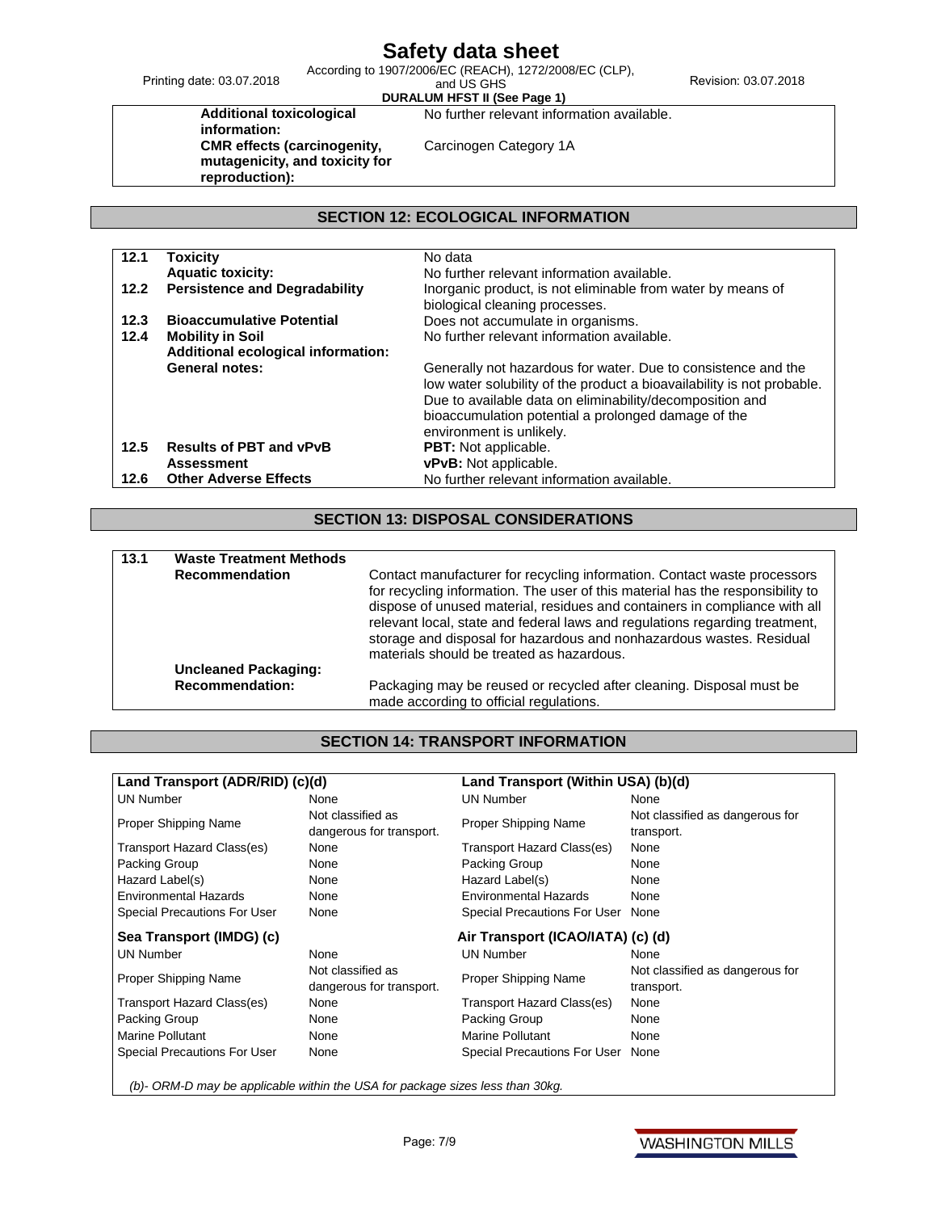| | |
|---|---|
| **Additional toxicological information:** | No further relevant information available. |
| **CMR effects (carcinogenity, mutagenicity, and toxicity for reproduction):** | Carcinogen Category 1A |

## SECTION 12: ECOLOGICAL INFORMATION

| | | |
|---|---|---|
| **12.1** | **Toxicity** | No data |
| | **Aquatic toxicity:** | No further relevant information available. |
| **12.2** | **Persistence and Degradability** | Inorganic product, is not eliminable from water by means of biological cleaning processes. |
| **12.3** | **Bioaccumulative Potential** | Does not accumulate in organisms. |
| **12.4** | **Mobility in Soil** | No further relevant information available. |
| | **Additional ecological information:** | |
| | **General notes:** | Generally not hazardous for water. Due to consistence and the low water solubility of the product a bioavailability is not probable. Due to available data on eliminability/decomposition and bioaccumulation potential a prolonged damage of the environment is unlikely. |
| **12.5** | **Results of PBT and vPvB Assessment** | **PBT:** Not applicable. **vPvB:** Not applicable. |
| **12.6** | **Other Adverse Effects** | No further relevant information available. |

## SECTION 13: DISPOSAL CONSIDERATIONS

| | | |
|---|---|---|
| **13.1** | **Waste Treatment Methods** | |
| | **Recommendation** | Contact manufacturer for recycling information. Contact waste processors for recycling information. The user of this material has the responsibility to dispose of unused material, residues and containers in compliance with all relevant local, state and federal laws and regulations regarding treatment, storage and disposal for hazardous and nonhazardous wastes. Residual materials should be treated as hazardous. |
| | **Uncleaned Packaging:** | |
| | **Recommendation:** | Packaging may be reused or recycled after cleaning. Disposal must be made according to official regulations. |

## SECTION 14: TRANSPORT INFORMATION

| **Land Transport (ADR/RID) (c)(d)** | | **Land Transport (Within USA) (b)(d)** | |
|---|---|---|---|
| UN Number | None | UN Number | None |
| Proper Shipping Name | Not classified as dangerous for transport. | Proper Shipping Name | Not classified as dangerous for transport. |
| Transport Hazard Class(es) | None | Transport Hazard Class(es) | None |
| Packing Group | None | Packing Group | None |
| Hazard Label(s) | None | Hazard Label(s) | None |
| Environmental Hazards | None | Environmental Hazards | None |
| Special Precautions For User | None | Special Precautions For User | None |
| **Sea Transport (IMDG) (c)** | | **Air Transport (ICAO/IATA) (c) (d)** | |
| UN Number | None | UN Number | None |
| Proper Shipping Name | Not classified as dangerous for transport. | Proper Shipping Name | Not classified as dangerous for transport. |
| Transport Hazard Class(es) | None | Transport Hazard Class(es) | None |
| Packing Group | None | Packing Group | None |
| Marine Pollutant | None | Marine Pollutant | None |
| Special Precautions For User | None | Special Precautions For User | None |

*(b)- ORM-D may be applicable within the USA for package sizes less than 30kg.*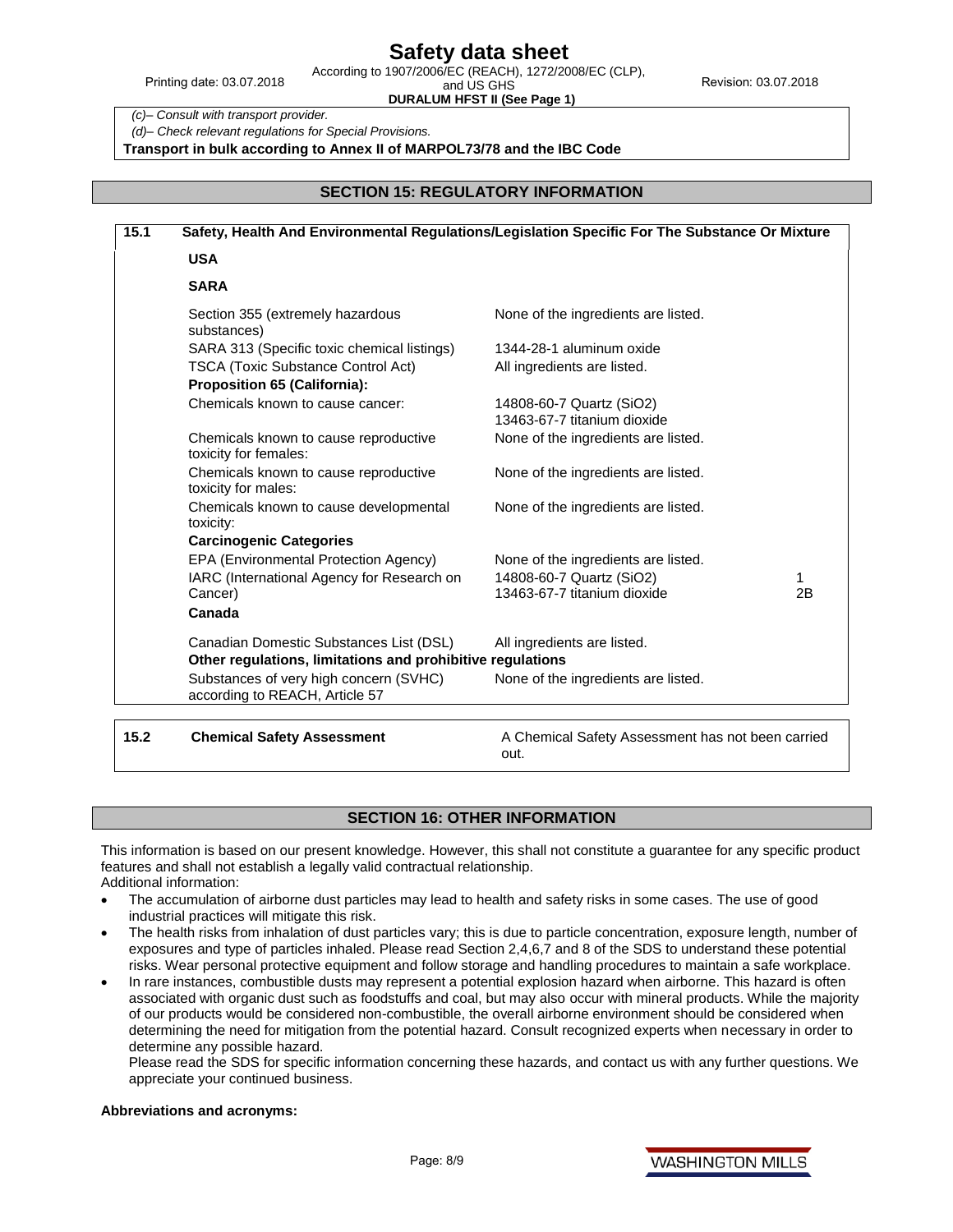*(c)– Consult with transport provider.*

*(d)– Check relevant regulations for Special Provisions.*

**Transport in bulk according to Annex II of MARPOL73/78 and the IBC Code**

## SECTION 15: REGULATORY INFORMATION

### 15.1 Safety, Health And Environmental Regulations/Legislation Specific For The Substance Or Mixture

**USA**

**SARA**

| | | |
|---|---|---|
| Section 355 (extremely hazardous substances) | None of the ingredients are listed. | |
| SARA 313 (Specific toxic chemical listings) | 1344-28-1 aluminum oxide | |
| TSCA (Toxic Substance Control Act) | All ingredients are listed. | |
| **Proposition 65 (California):** | | |
| Chemicals known to cause cancer: | 14808-60-7 Quartz ($SiO_2$)<br>13463-67-7 titanium dioxide | |
| Chemicals known to cause reproductive toxicity for females: | None of the ingredients are listed. | |
| Chemicals known to cause reproductive toxicity for males: | None of the ingredients are listed. | |
| Chemicals known to cause developmental toxicity: | None of the ingredients are listed. | |
| **Carcinogenic Categories** | | |
| EPA (Environmental Protection Agency) | None of the ingredients are listed. | |
| IARC (International Agency for Research on Cancer) | 14808-60-7 Quartz ($SiO_2$)<br>13463-67-7 titanium dioxide | 1<br>2B |
| **Canada** | | |
| Canadian Domestic Substances List (DSL) | All ingredients are listed. | |
| **Other regulations, limitations and prohibitive regulations** | | |
| Substances of very high concern (SVHC) according to REACH, Article 57 | None of the ingredients are listed. | |

### 15.2 Chemical Safety Assessment

A Chemical Safety Assessment has not been carried out.

## SECTION 16: OTHER INFORMATION

This information is based on our present knowledge. However, this shall not constitute a guarantee for any specific product features and shall not establish a legally valid contractual relationship.

Additional information:

- The accumulation of airborne dust particles may lead to health and safety risks in some cases. The use of good industrial practices will mitigate this risk.
- The health risks from inhalation of dust particles vary; this is due to particle concentration, exposure length, number of exposures and type of particles inhaled. Please read Section 2,4,6,7 and 8 of the SDS to understand these potential risks. Wear personal protective equipment and follow storage and handling procedures to maintain a safe workplace.
- In rare instances, combustible dusts may represent a potential explosion hazard when airborne. This hazard is often associated with organic dust such as foodstuffs and coal, but may also occur with mineral products. While the majority of our products would be considered non-combustible, the overall airborne environment should be considered when determining the need for mitigation from the potential hazard. Consult recognized experts when necessary in order to determine any possible hazard.

  Please read the SDS for specific information concerning these hazards, and contact us with any further questions. We appreciate your continued business.

**Abbreviations and acronyms:**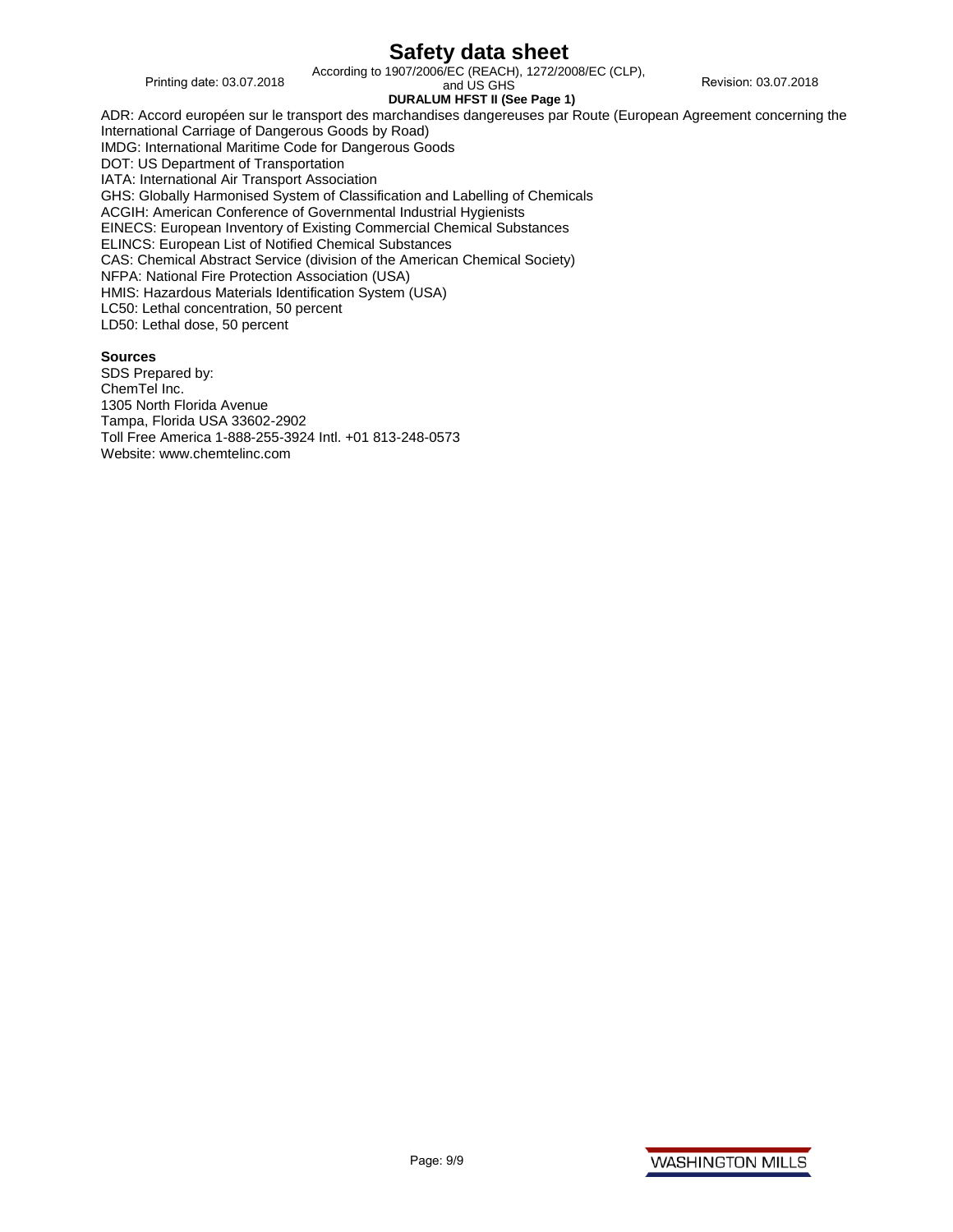ADR: Accord européen sur le transport des marchandises dangereuses par Route (European Agreement concerning the International Carriage of Dangerous Goods by Road)
IMDG: International Maritime Code for Dangerous Goods
DOT: US Department of Transportation
IATA: International Air Transport Association
GHS: Globally Harmonised System of Classification and Labelling of Chemicals
ACGIH: American Conference of Governmental Industrial Hygienists
EINECS: European Inventory of Existing Commercial Chemical Substances
ELINCS: European List of Notified Chemical Substances
CAS: Chemical Abstract Service (division of the American Chemical Society)
NFPA: National Fire Protection Association (USA)
HMIS: Hazardous Materials Identification System (USA)
LC50: Lethal concentration, 50 percent
LD50: Lethal dose, 50 percent

**Sources**

SDS Prepared by:
ChemTel Inc.
1305 North Florida Avenue
Tampa, Florida USA 33602-2902
Toll Free America 1-888-255-3924 Intl. +01 813-248-0573
Website: www.chemtelinc.com